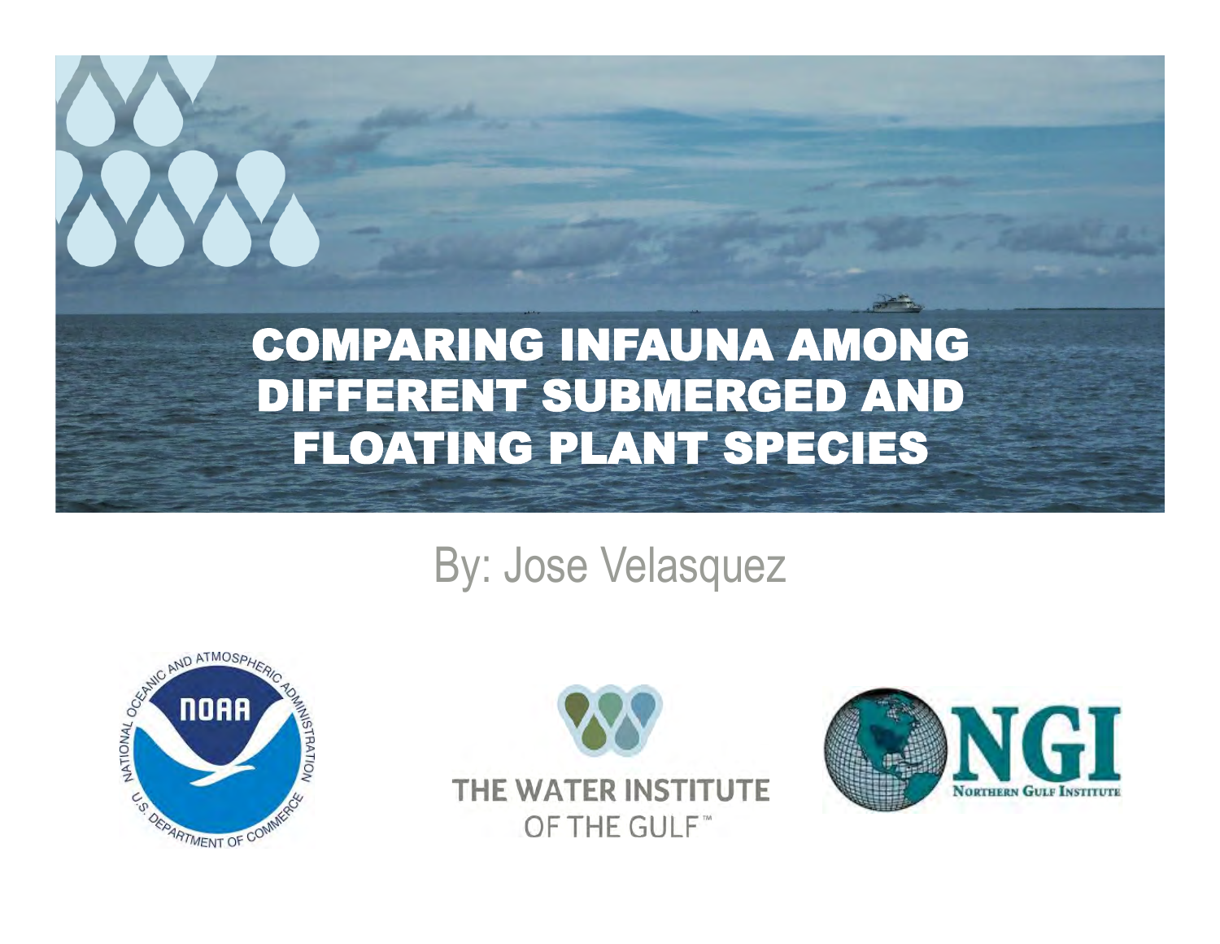# COMPARING INFAUNA AMONG DIFFERENT SUBMERGED AND FLOATING PLANT SPECIES

By: Jose Velasquez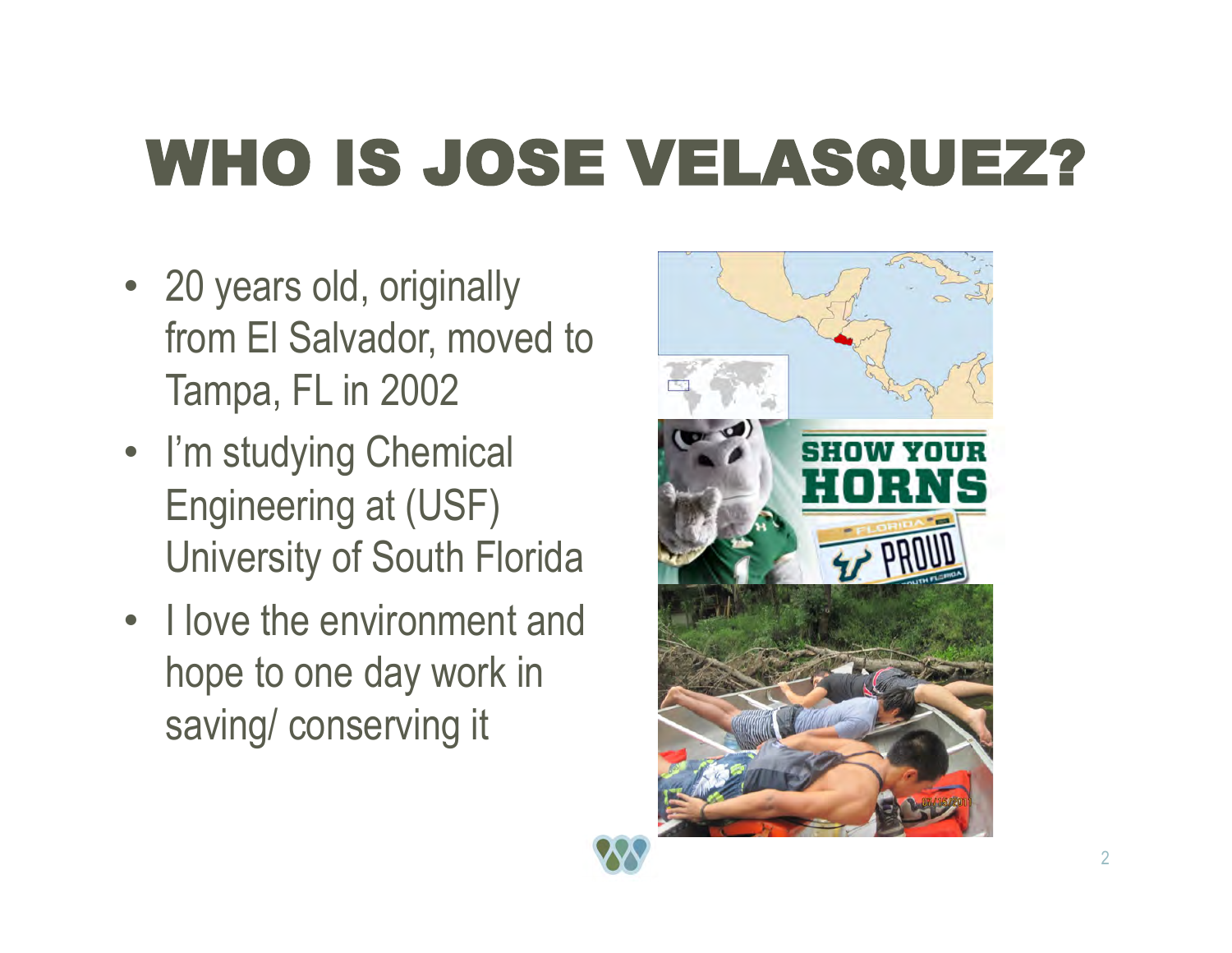# WHO IS JOSE VELASQUEZ?

- 20 years old, originally from El Salvador, moved to Tampa, FL in 2002
- I'm studying Chemical Engineering at (USF) University of South Florida
- I love the environment and hope to one day work in saving/ conserving it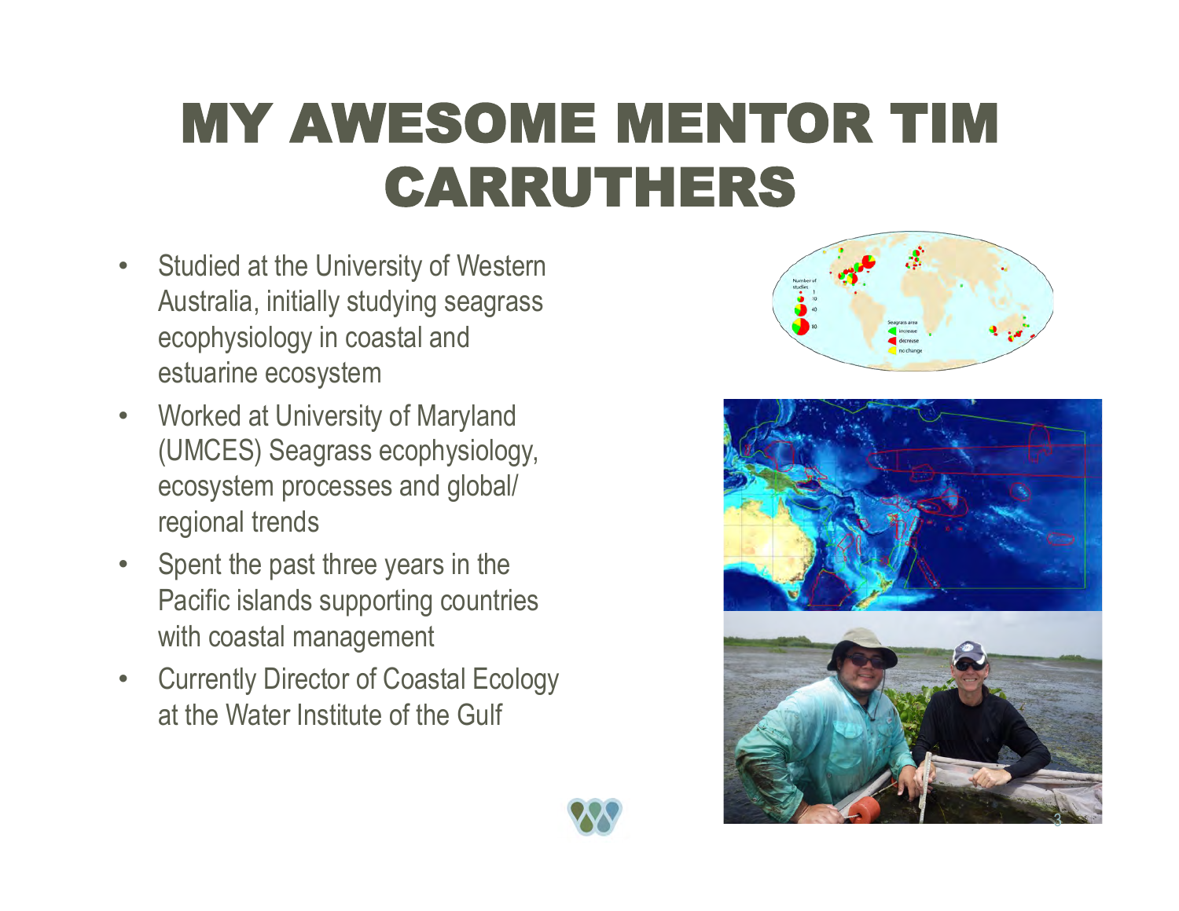# MY AWESOME MENTOR TIM CARRUTHERS

- Studied at the University of Western Australia, initially studying seagrass ecophysiology in coastal and estuarine ecosystem
- Worked at University of Maryland (UMCES) Seagrass ecophysiology, ecosystem processes and global/ regional trends
- Spent the past three years in the Pacific islands supporting countries with coastal management
- Currently Director of Coastal Ecology at the Water Institute of the Gulf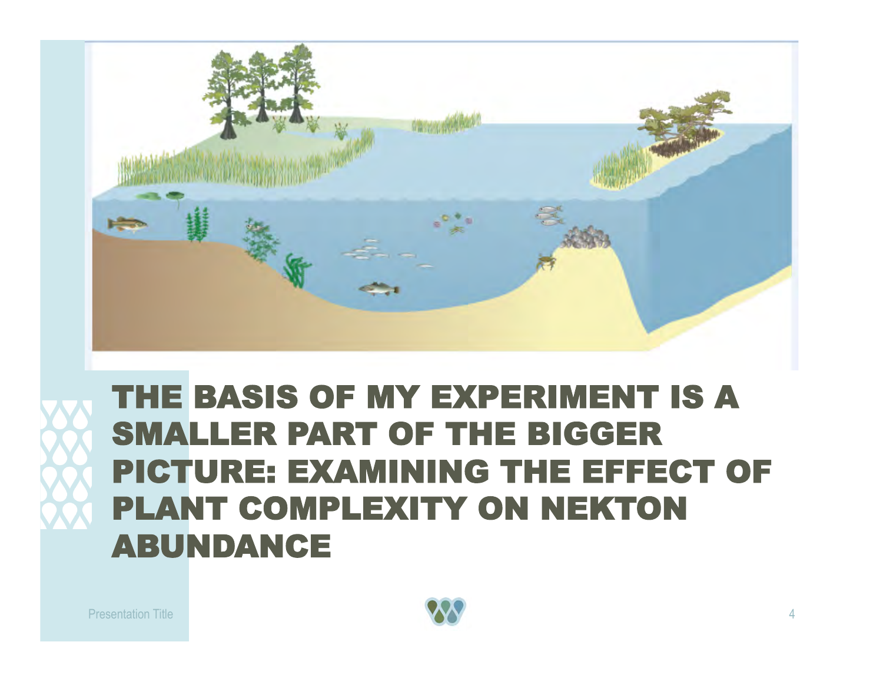# THE BASIS OF MY EXPERIMENT IS A SMALLER PART OF THE BIGGER PICTURE: EXAMINING THE EFFECT OF PLANT COMPLEXITY ON NEKTON ABUNDANCE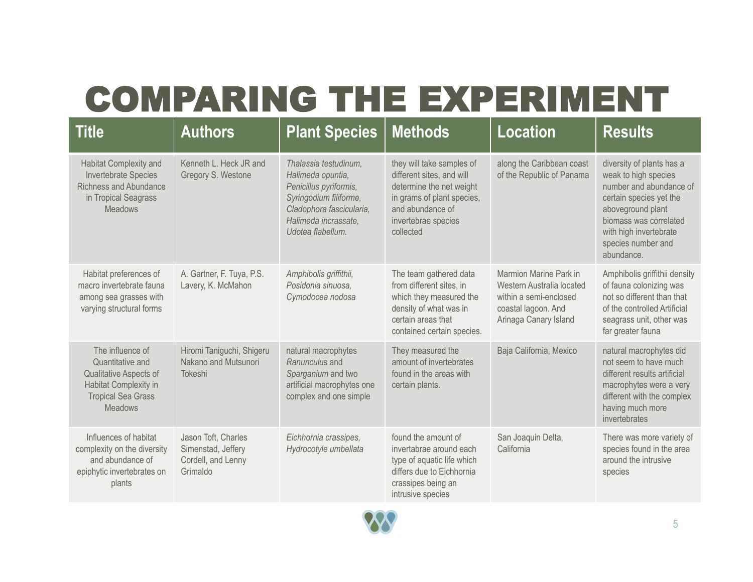# COMPARING THE EXPERIMENT

| Title | Authors | Plant Species | Methods | Location | Results |
|---|---|---|---|---|---|
| Habitat Complexity and Invertebrate Species Richness and Abundance in Tropical Seagrass Meadows | Kenneth L. Heck JR and Gregory S. Westone | *Thalassia testudinum, Halimeda opuntia, Penicillus pyriformis, Syringodium filiforme, Cladophora fascicularia, Halimeda incrassate, Udotea flabellum.* | they will take samples of different sites, and will determine the net weight in grams of plant species, and abundance of invertebrae species collected | along the Caribbean coast of the Republic of Panama | diversity of plants has a weak to high species number and abundance of certain species yet the aboveground plant biomass was correlated with high invertebrate species number and abundance. |
| Habitat preferences of macro invertebrate fauna among sea grasses with varying structural forms | A. Gartner, F. Tuya, P.S. Lavery, K. McMahon | *Amphibolis griffithii, Posidonia sinuosa, Cymodocea nodosa* | The team gathered data from different sites, in which they measured the density of what was in certain areas that contained certain species. | Marmion Marine Park in Western Australia located within a semi-enclosed coastal lagoon. And Arinaga Canary Island | Amphibolis griffithii density of fauna colonizing was not so different than that of the controlled Artificial seagrass unit, other was far greater fauna |
| The influence of Quantitative and Qualitative Aspects of Habitat Complexity in Tropical Sea Grass Meadows | Hiromi Taniguchi, Shigeru Nakano and Mutsunori Tokeshi | natural macrophytes *Ranunculus* and *Sparganium* and two artificial macrophytes one complex and one simple | They measured the amount of invertebrates found in the areas with certain plants. | Baja California, Mexico | natural macrophytes did not seem to have much different results artificial macrophytes were a very different with the complex having much more invertebrates |
| Influences of habitat complexity on the diversity and abundance of epiphytic invertebrates on plants | Jason Toft, Charles Simenstad, Jeffery Cordell, and Lenny Grimaldo | *Eichhornia crassipes, Hydrocotyle umbellata* | found the amount of invertabrae around each type of aquatic life which differs due to Eichhornia crassipes being an intrusive species | San Joaquin Delta, California | There was more variety of species found in the area around the intrusive species |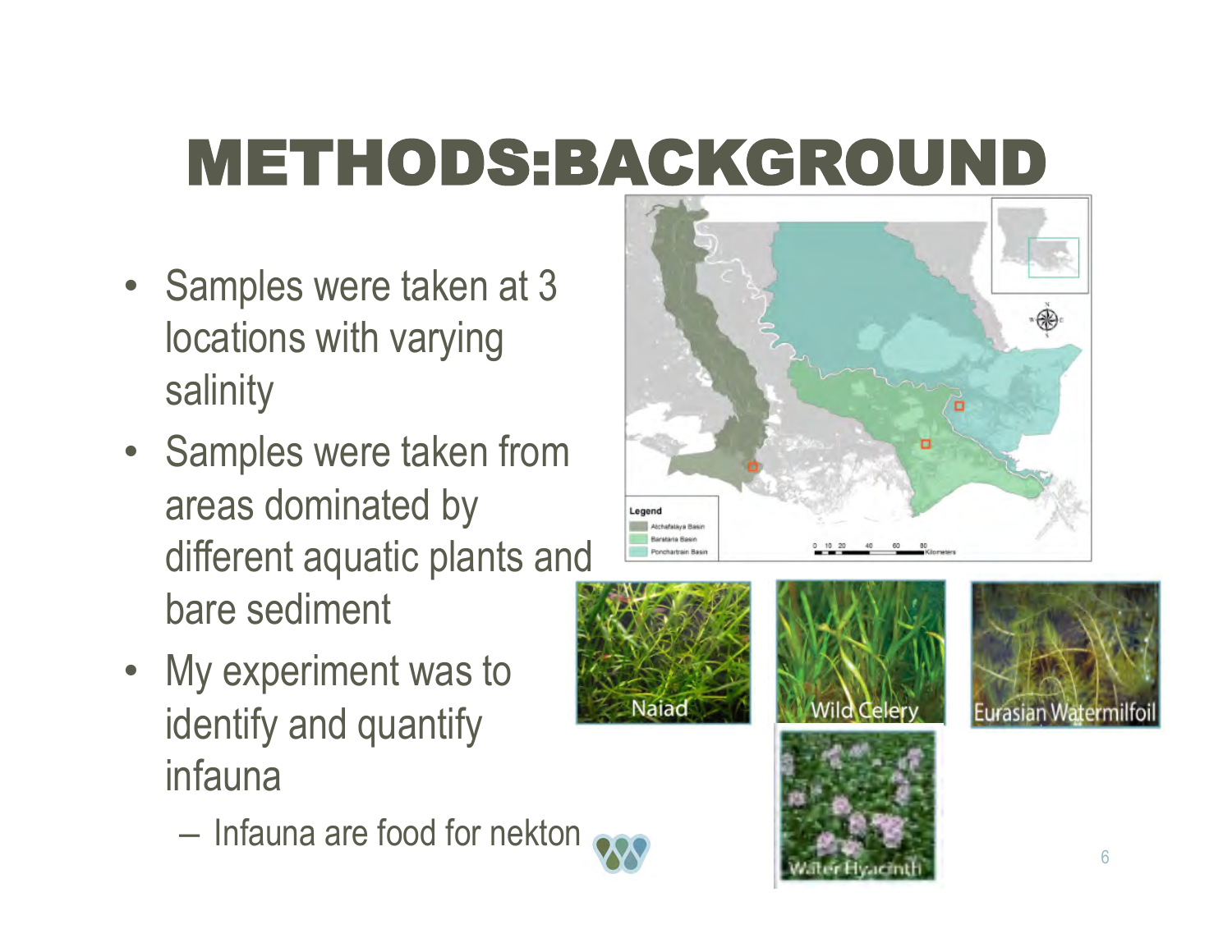# METHODS:BACKGROUND

- Samples were taken at 3 locations with varying salinity
- Samples were taken from areas dominated by different aquatic plants and bare sediment
- My experiment was to identify and quantify infauna
  - Infauna are food for nekton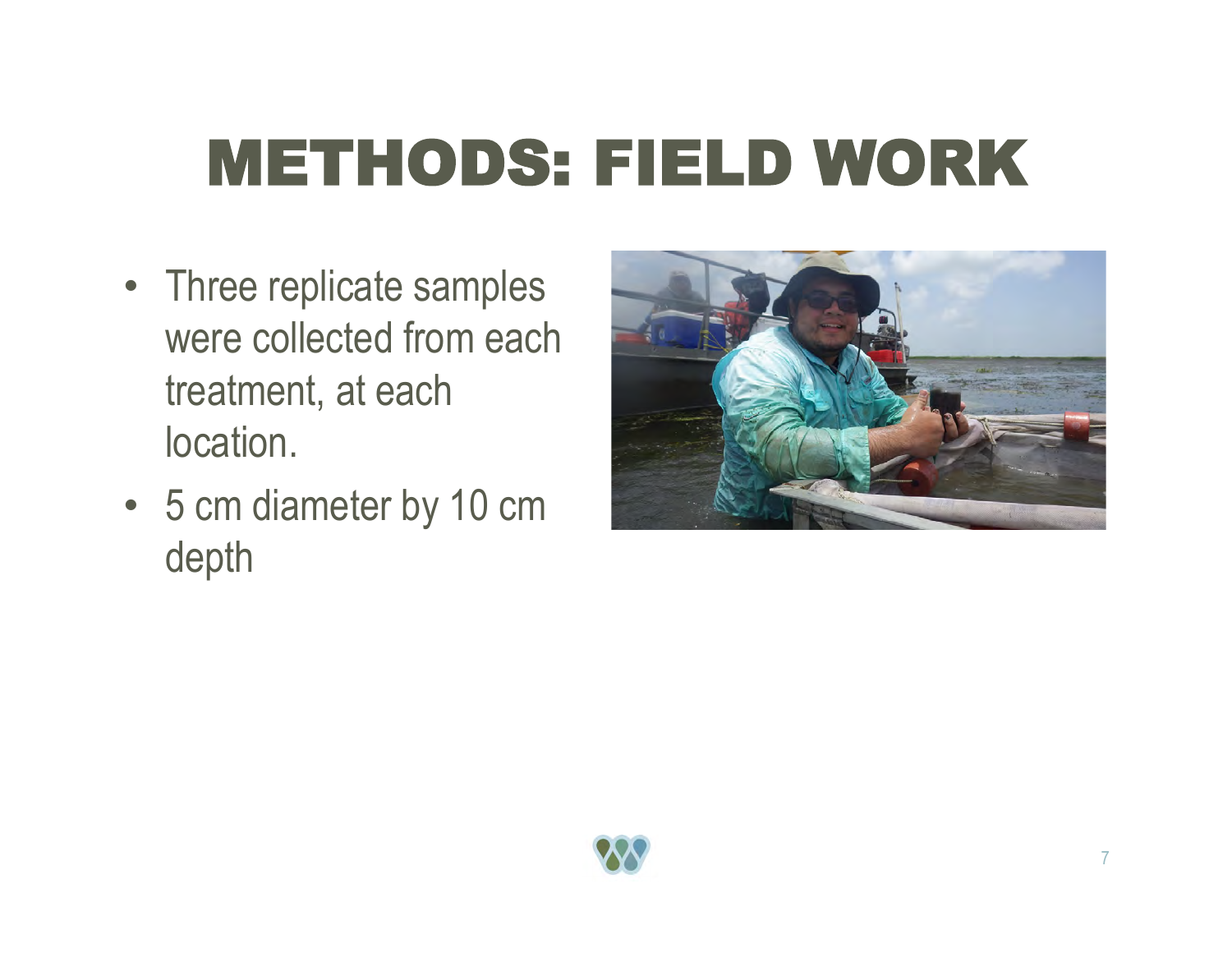# METHODS: FIELD WORK

- Three replicate samples were collected from each treatment, at each location.
- 5 cm diameter by 10 cm depth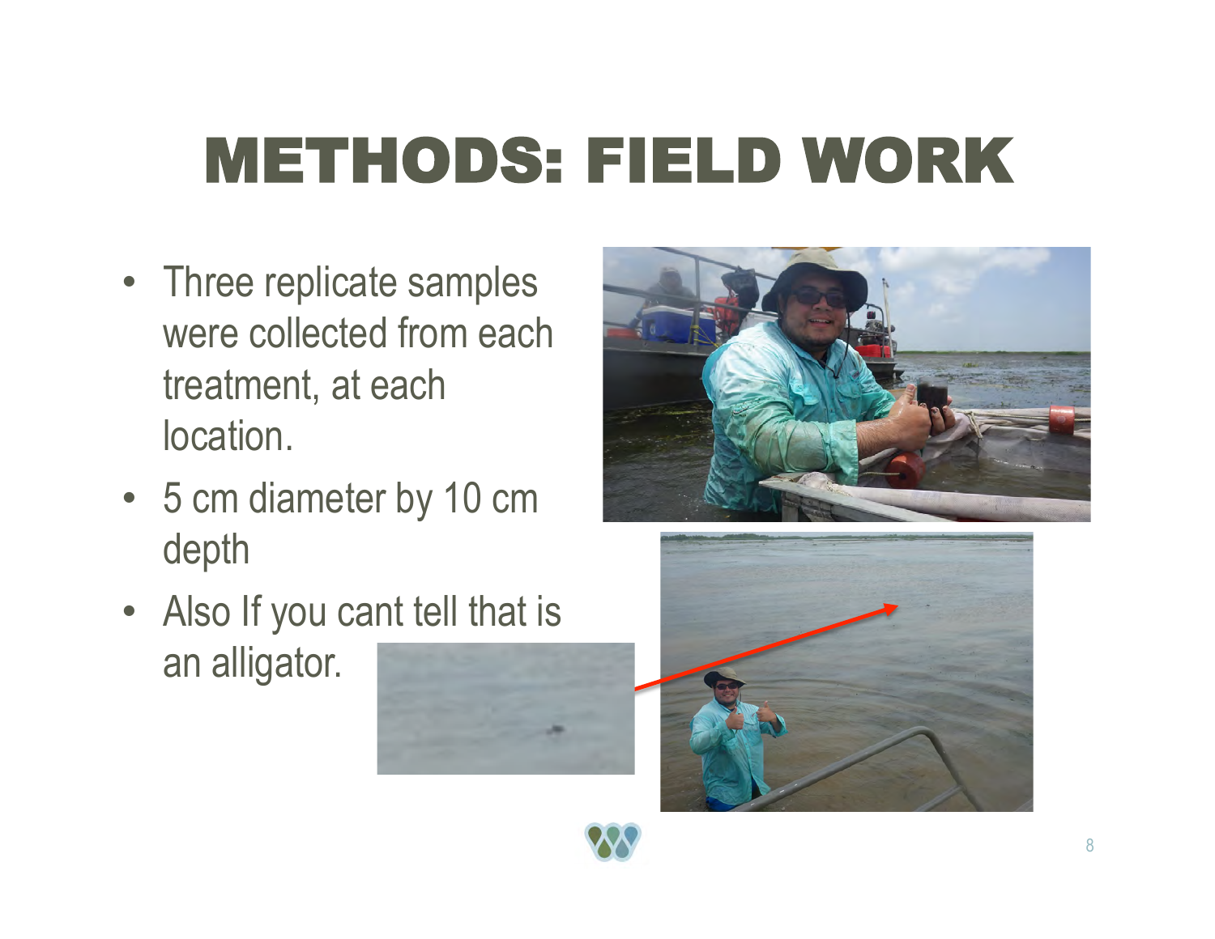# METHODS: FIELD WORK

- Three replicate samples were collected from each treatment, at each location.
- 5 cm diameter by 10 cm depth
- Also If you cant tell that is an alligator.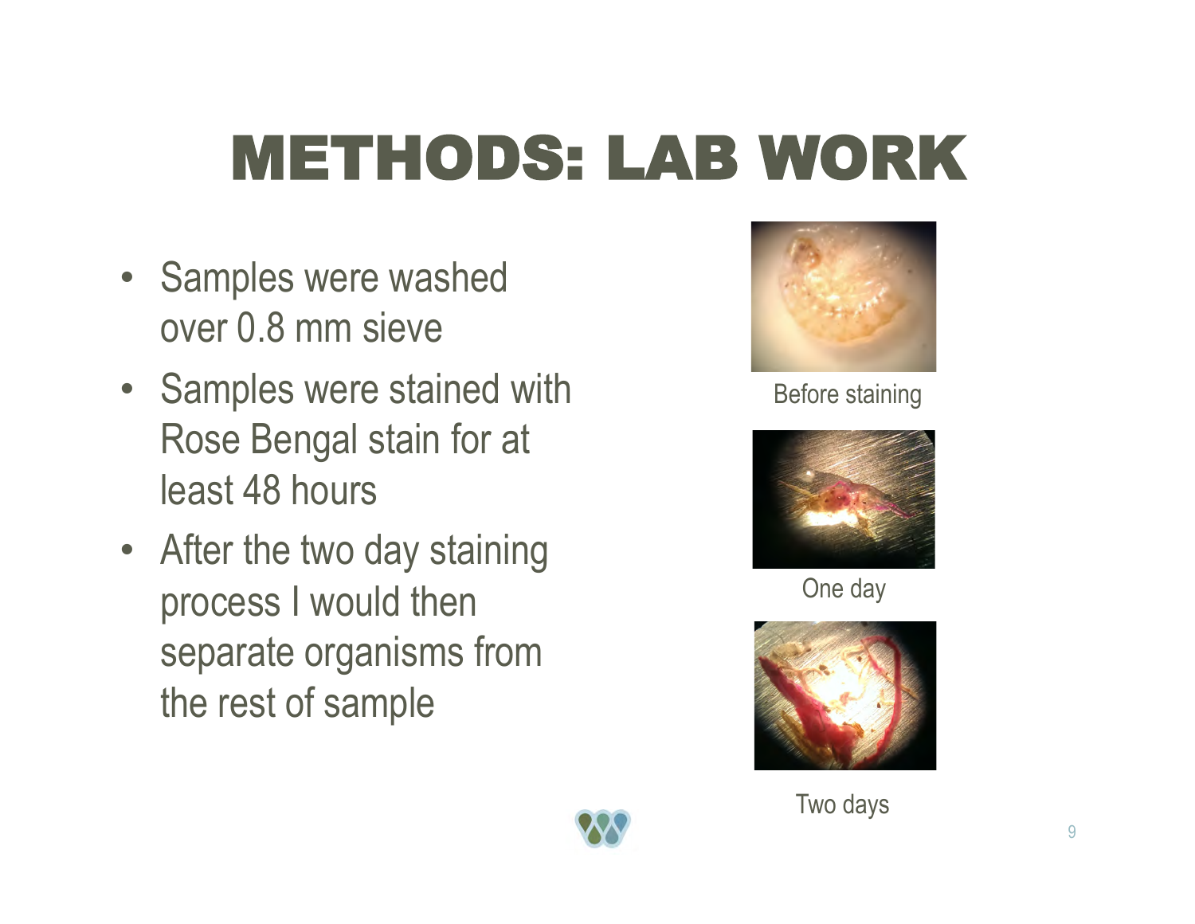# METHODS: LAB WORK

- Samples were washed over 0.8 mm sieve
- Samples were stained with Rose Bengal stain for at least 48 hours
- After the two day staining process I would then separate organisms from the rest of sample

Before staining

One day

Two days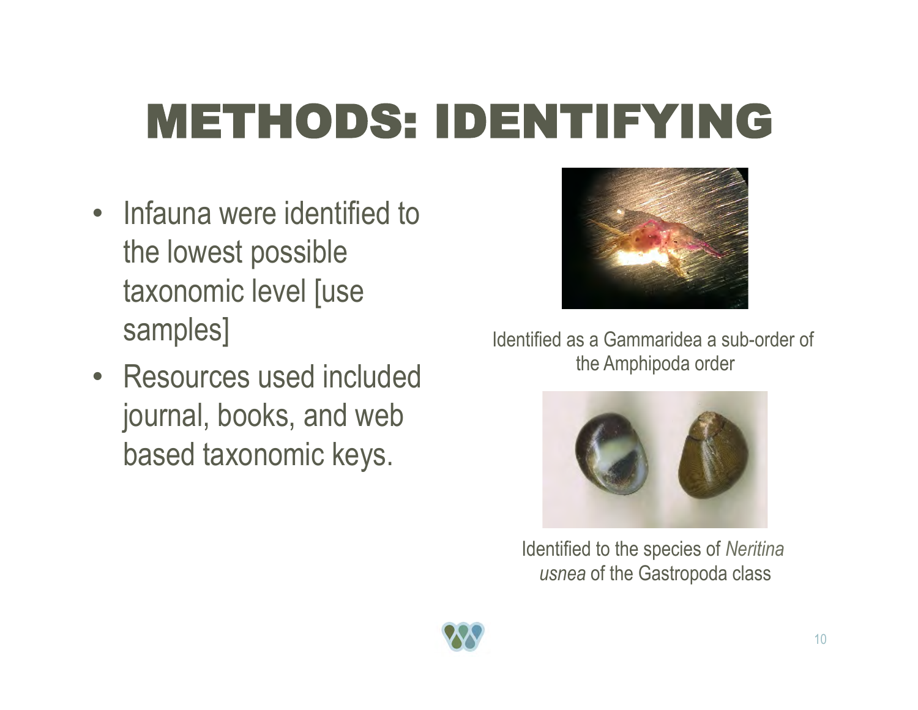# METHODS: IDENTIFYING

- Infauna were identified to the lowest possible taxonomic level [use samples]
- Resources used included journal, books, and web based taxonomic keys.

Identified as a Gammaridea a sub-order of the Amphipoda order

Identified to the species of *Neritina usnea* of the Gastropoda class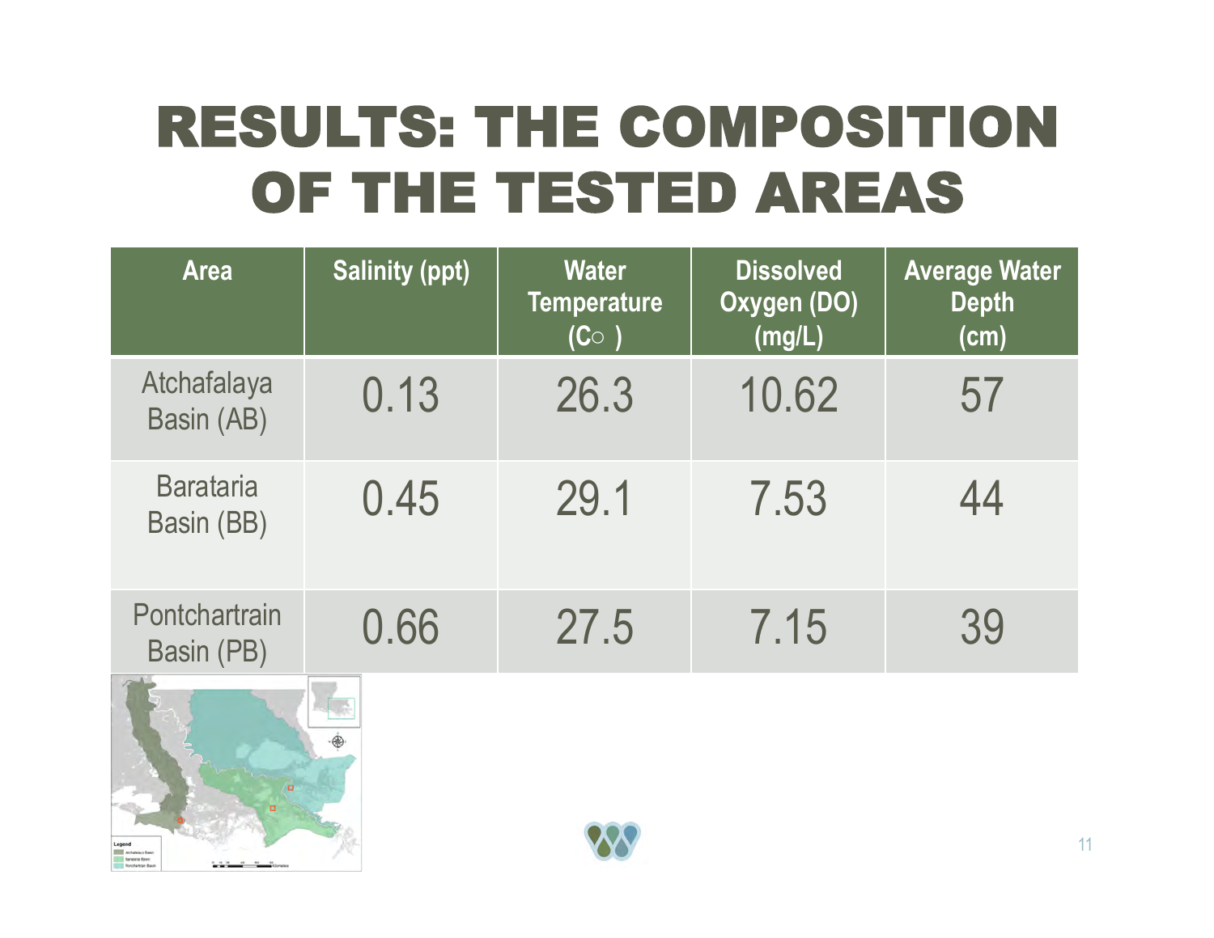# RESULTS: THE COMPOSITION OF THE TESTED AREAS

| Area | Salinity (ppt) | Water Temperature (C○ ) | Dissolved Oxygen (DO) (mg/L) | Average Water Depth (cm) |
|---|---|---|---|---|
| Atchafalaya Basin (AB) | 0.13 | 26.3 | 10.62 | 57 |
| Barataria Basin (BB) | 0.45 | 29.1 | 7.53 | 44 |
| Pontchartrain Basin (PB) | 0.66 | 27.5 | 7.15 | 39 |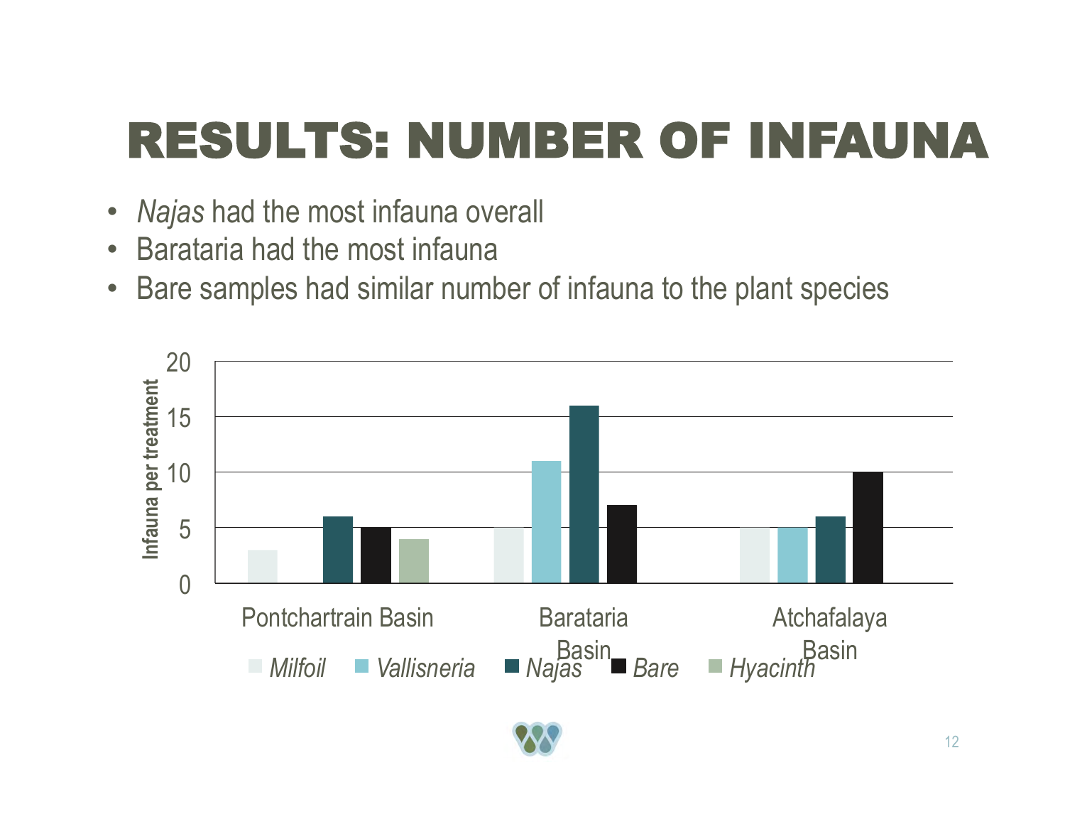# RESULTS: NUMBER OF INFAUNA

- *Najas* had the most infauna overall
- Barataria had the most infauna
- Bare samples had similar number of infauna to the plant species

| Basin | *Milfoil* | *Vallisneria* | *Najas* | *Bare* | *Hyacinth* |
| --- | --- | --- | --- | --- | --- |
| Pontchartrain Basin | 3 | | 6 | 5 | 4 |
| Barataria Basin | 5 | 11 | 16 | 7 | |
| Atchafalaya Basin | 5 | 5 | 6 | 10 | |

Infauna per treatment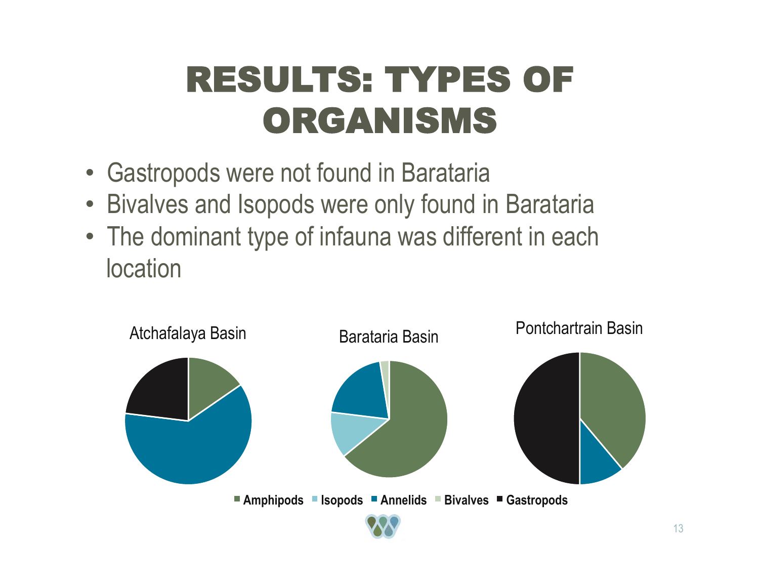# RESULTS: TYPES OF ORGANISMS

- Gastropods were not found in Barataria
- Bivalves and Isopods were only found in Barataria
- The dominant type of infauna was different in each location

Atchafalaya Basin

Barataria Basin

Pontchartrain Basin

Amphipods  Isopods  Annelids  Bivalves  Gastropods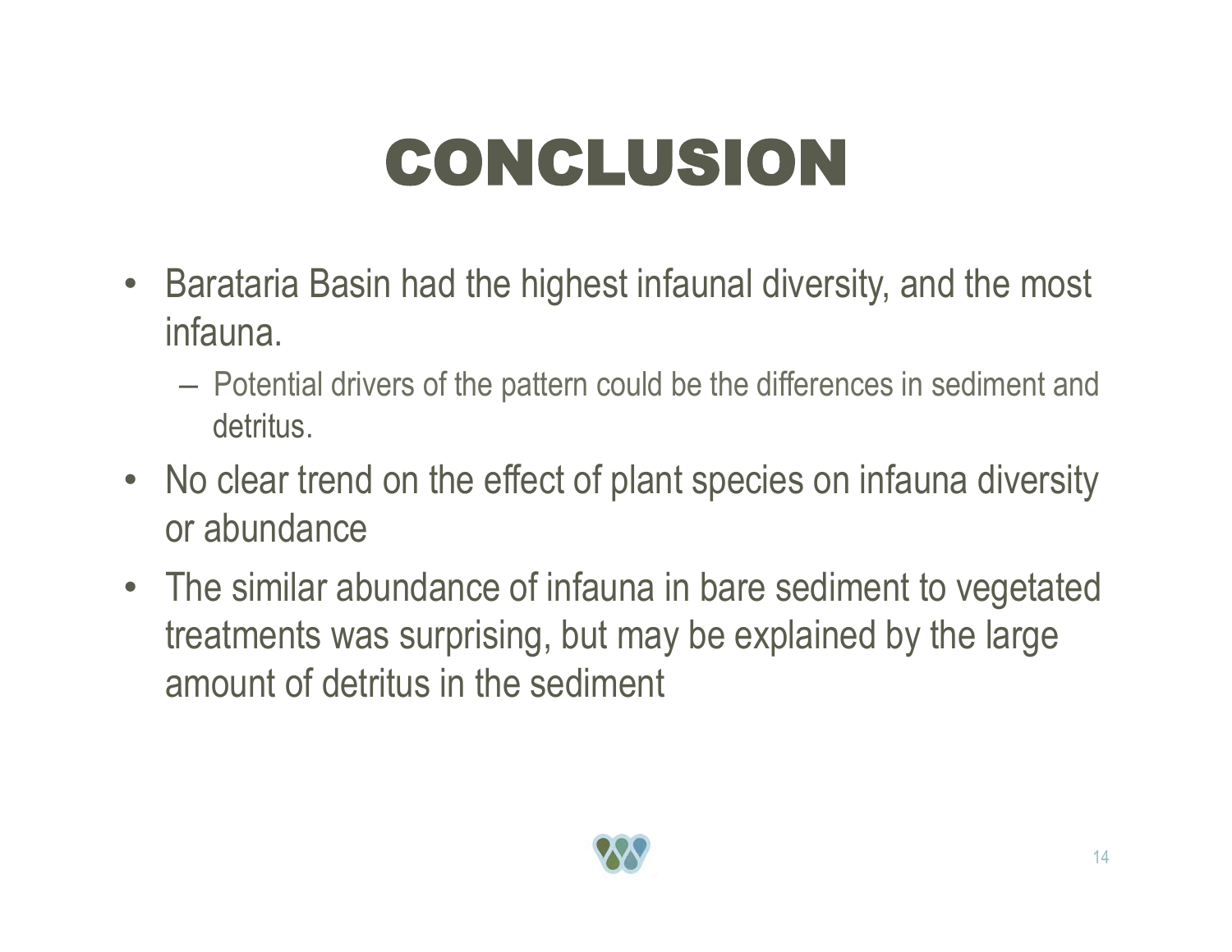# CONCLUSION

- Barataria Basin had the highest infaunal diversity, and the most infauna.
  - Potential drivers of the pattern could be the differences in sediment and detritus.
- No clear trend on the effect of plant species on infauna diversity or abundance
- The similar abundance of infauna in bare sediment to vegetated treatments was surprising, but may be explained by the large amount of detritus in the sediment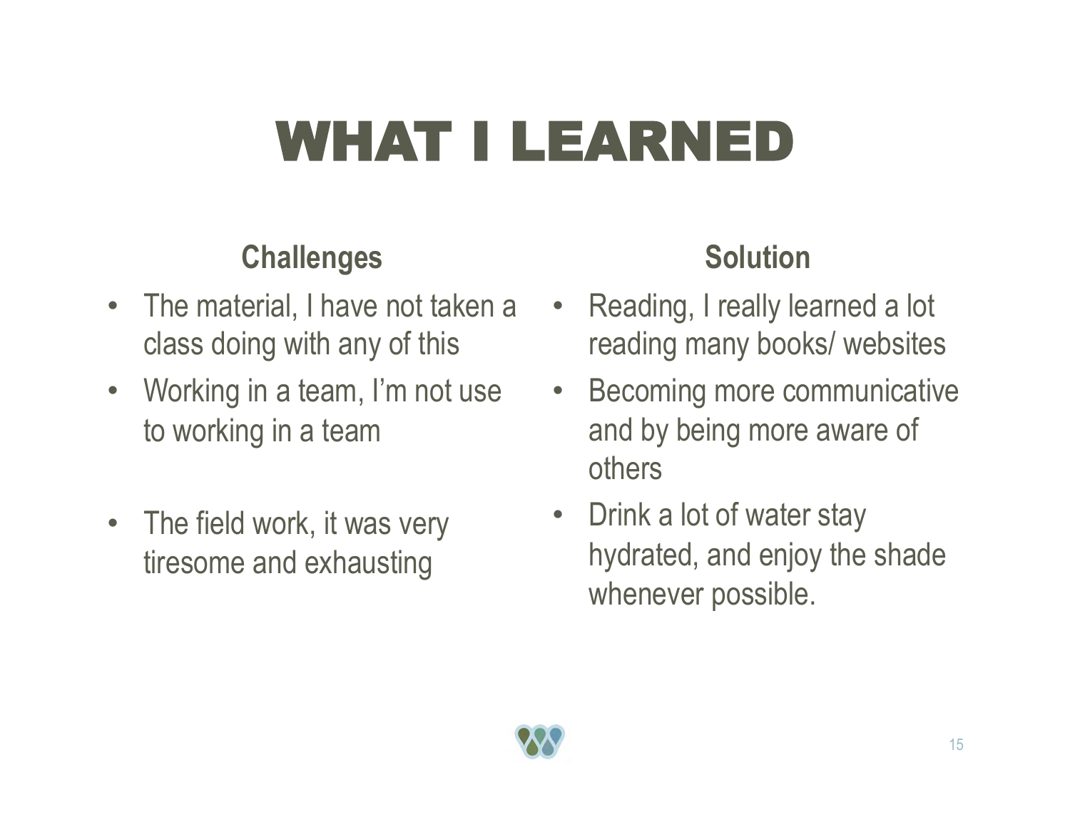# WHAT I LEARNED

| Challenges | Solution |
| --- | --- |
| The material, I have not taken a class doing with any of this | Reading, I really learned a lot reading many books/ websites |
| Working in a team, I'm not use to working in a team | Becoming more communicative and by being more aware of others |
| The field work, it was very tiresome and exhausting | Drink a lot of water stay hydrated, and enjoy the shade whenever possible. |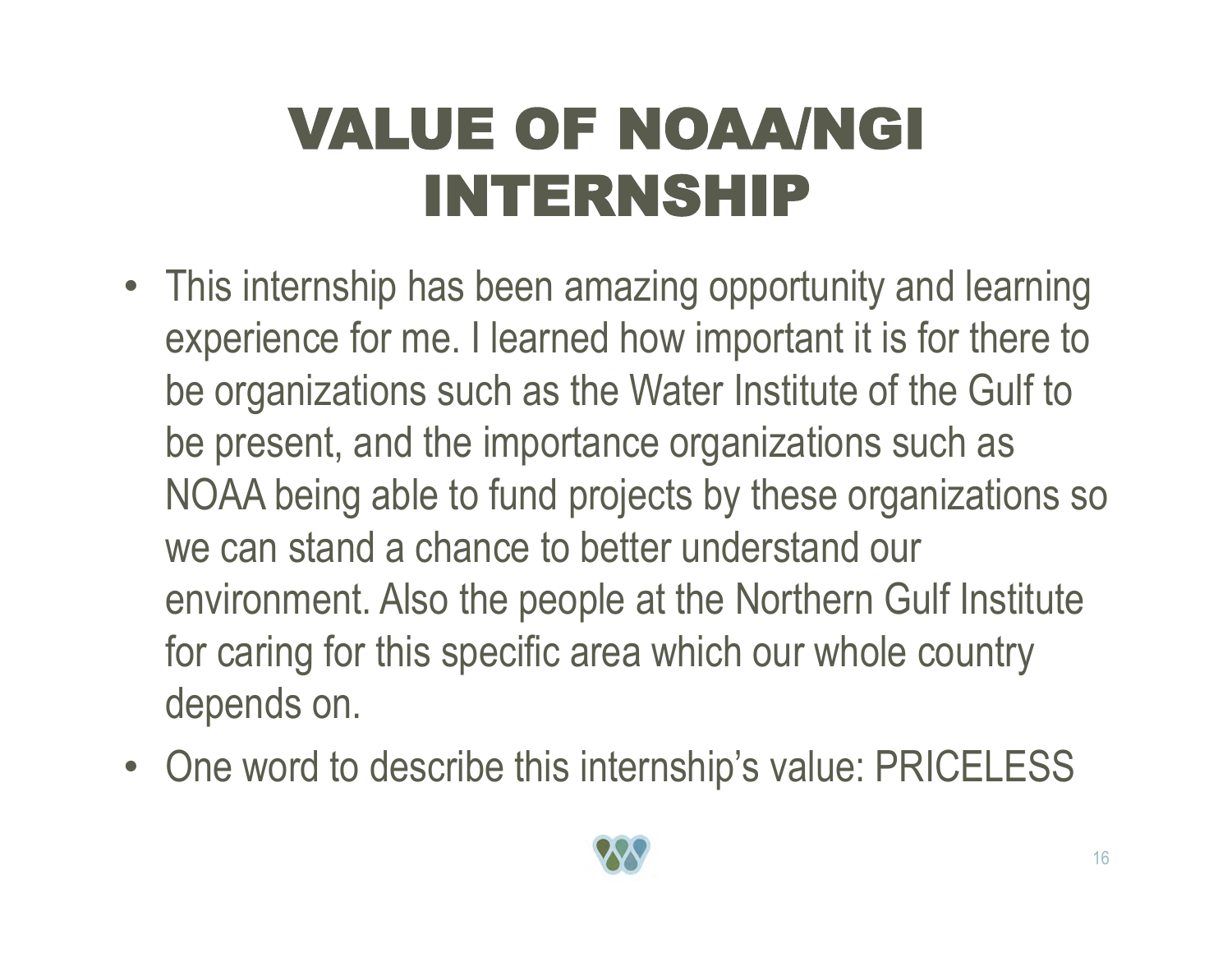# VALUE OF NOAA/NGI INTERNSHIP

- This internship has been amazing opportunity and learning experience for me. I learned how important it is for there to be organizations such as the Water Institute of the Gulf to be present, and the importance organizations such as NOAA being able to fund projects by these organizations so we can stand a chance to better understand our environment. Also the people at the Northern Gulf Institute for caring for this specific area which our whole country depends on.
- One word to describe this internship's value: PRICELESS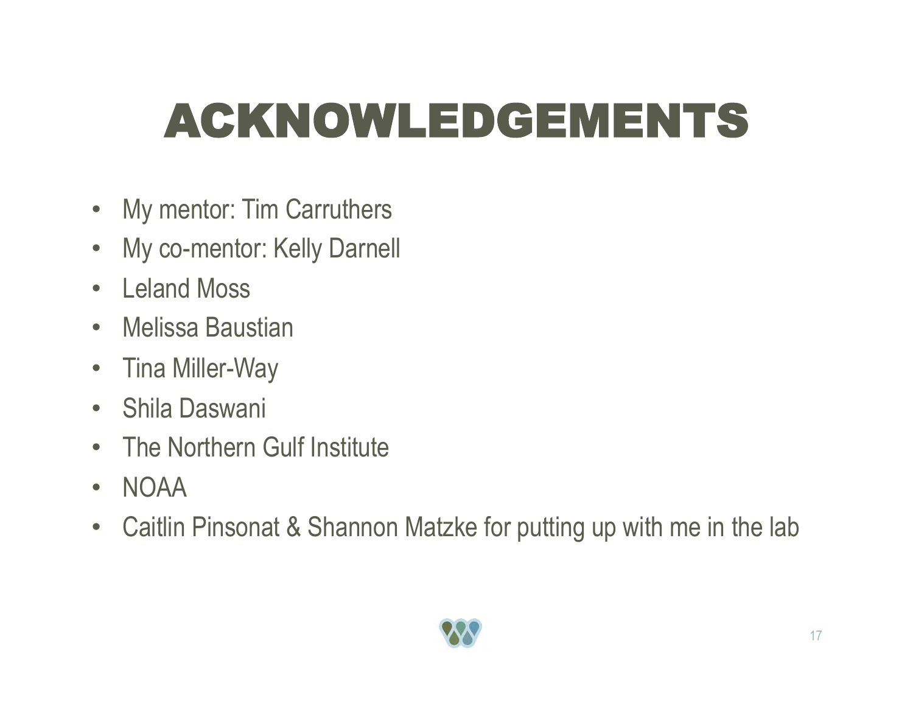# ACKNOWLEDGEMENTS

- My mentor: Tim Carruthers
- My co-mentor: Kelly Darnell
- Leland Moss
- Melissa Baustian
- Tina Miller-Way
- Shila Daswani
- The Northern Gulf Institute
- NOAA
- Caitlin Pinsonat & Shannon Matzke for putting up with me in the lab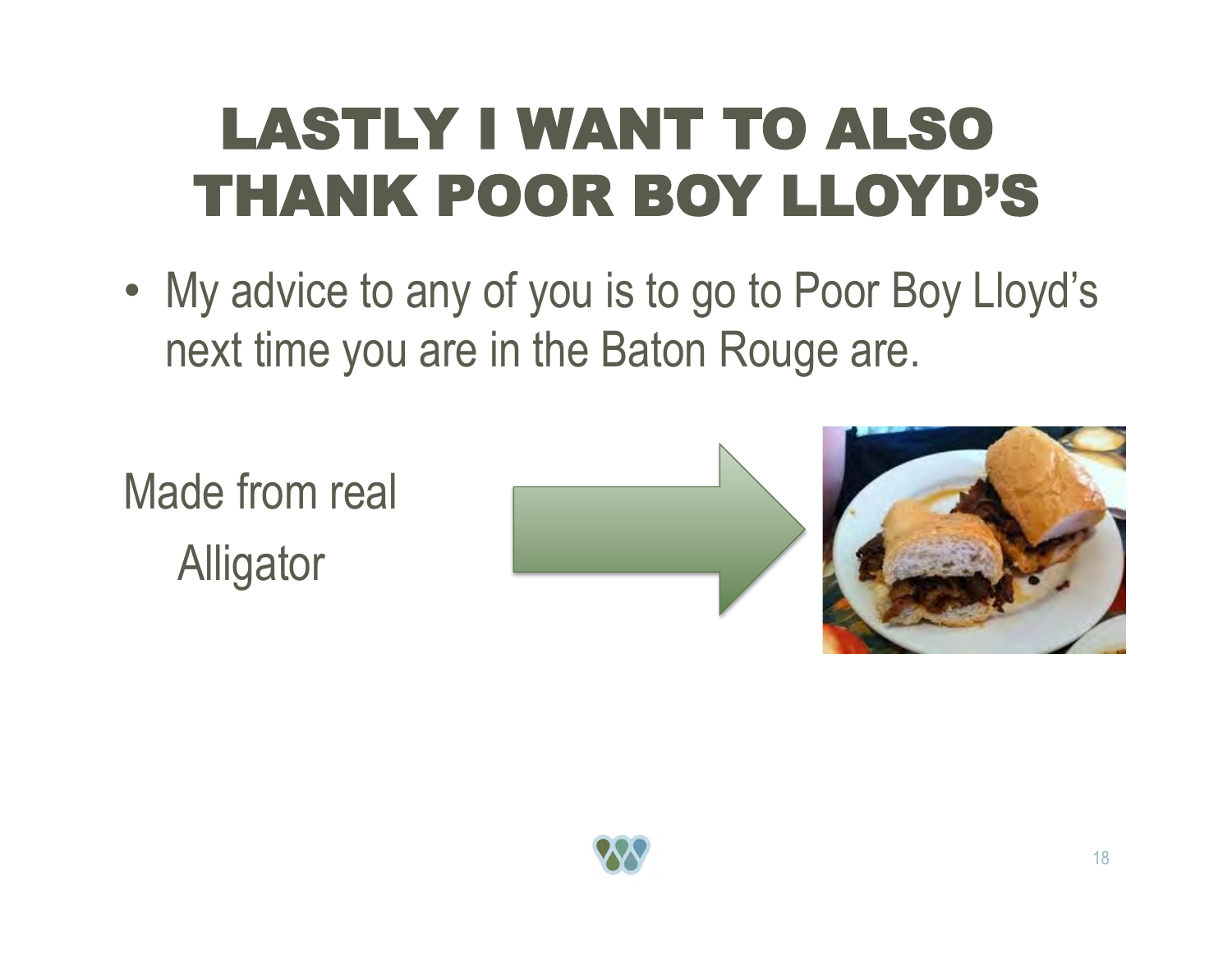# LASTLY I WANT TO ALSO THANK POOR BOY LLOYD'S

- My advice to any of you is to go to Poor Boy Lloyd's next time you are in the Baton Rouge are.

Made from real Alligator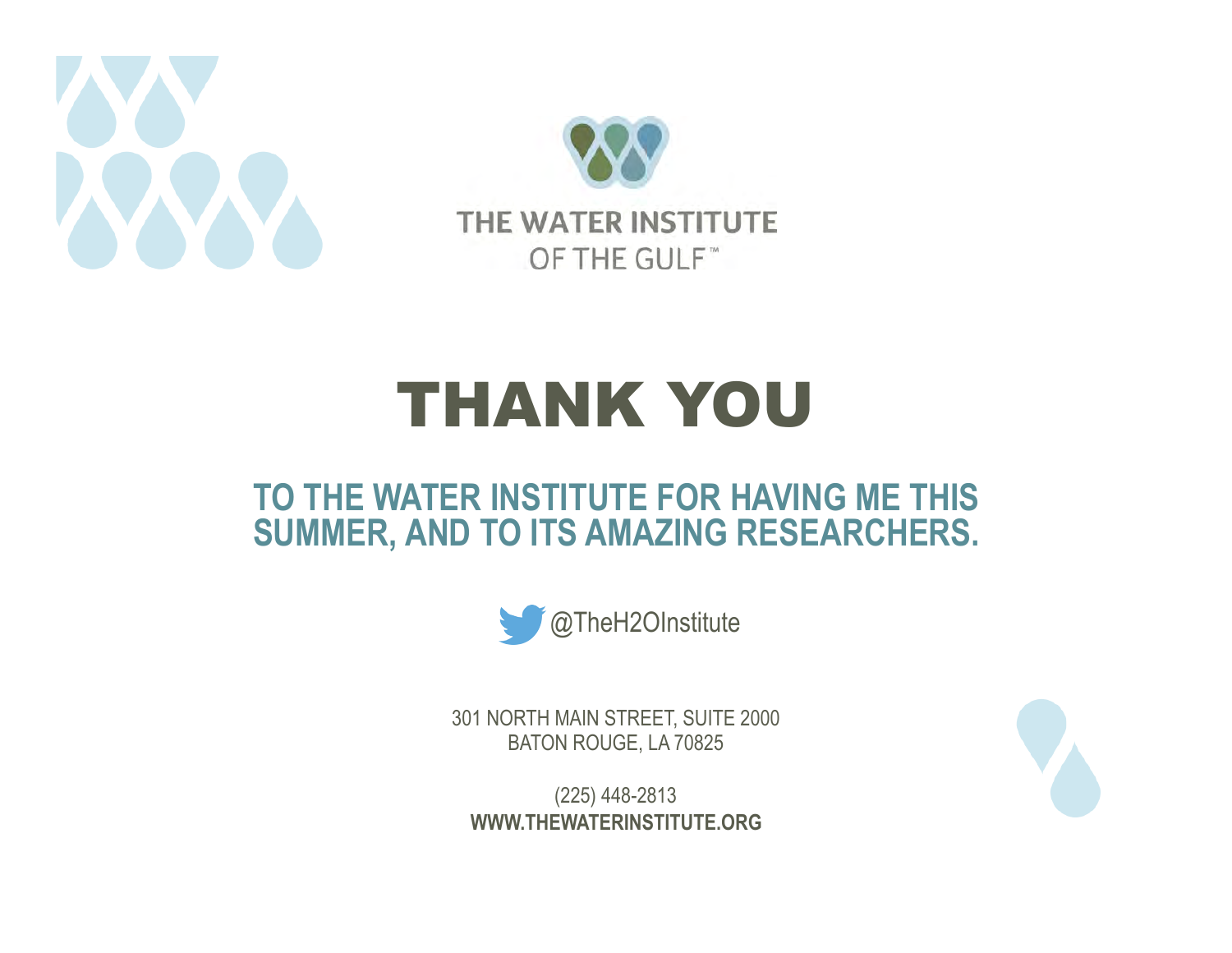THE WATER INSTITUTE
OF THE GULF™

# THANK YOU

## TO THE WATER INSTITUTE FOR HAVING ME THIS SUMMER, AND TO ITS AMAZING RESEARCHERS.

@TheH2OInstitute

301 NORTH MAIN STREET, SUITE 2000
BATON ROUGE, LA 70825

(225) 448-2813
**WWW.THEWATERINSTITUTE.ORG**